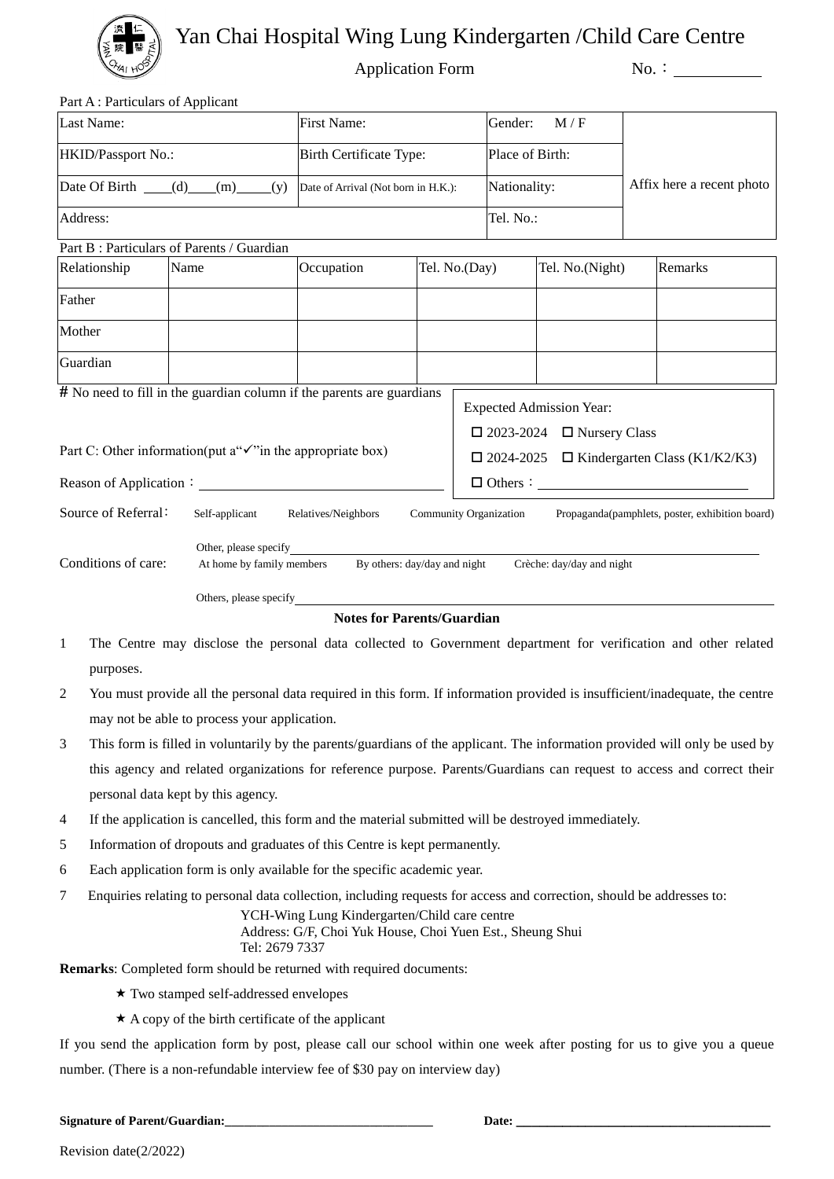# Yan Chai Hospital Wing Lung Kindergarten /Child Care Centre

Application Form No.：__________

Part A : Particulars of Applicant

| Last Name: | First Name: | Gender: M / F | Affix here a recent photo |
|---|---|---|---|
| HKID/Passport No.: | Birth Certificate Type: | Place of Birth: | |
| Date Of Birth ____(d)____(m)_____(y) | Date of Arrival (Not born in H.K.): | Nationality: | |
| Address: | | Tel. No.: | |

Part B : Particulars of Parents / Guardian

| Relationship | Name | Occupation | Tel. No.(Day) | Tel. No.(Night) | Remarks |
|---|---|---|---|---|---|
| Father | | | | | |
| Mother | | | | | |
| Guardian | | | | | |

# No need to fill in the guardian column if the parents are guardians

Expected Admission Year:

☐ 2023-2024 ☐ Nursery Class

☐ 2024-2025 ☐ Kindergarten Class (K1/K2/K3)

☐ Others：______________________

Part C: Other information(put a"✓"in the appropriate box)

Reason of Application：______________________

Source of Referral： Self-applicant Relatives/Neighbors Community Organization Propaganda(pamphlets, poster, exhibition board)

Other, please specify______________________

Conditions of care: At home by family members By others: day/day and night Crèche: day/day and night

Others, please specify______________________

**Notes for Parents/Guardian**

1. The Centre may disclose the personal data collected to Government department for verification and other related purposes.
2. You must provide all the personal data required in this form. If information provided is insufficient/inadequate, the centre may not be able to process your application.
3. This form is filled in voluntarily by the parents/guardians of the applicant. The information provided will only be used by this agency and related organizations for reference purpose. Parents/Guardians can request to access and correct their personal data kept by this agency.
4. If the application is cancelled, this form and the material submitted will be destroyed immediately.
5. Information of dropouts and graduates of this Centre is kept permanently.
6. Each application form is only available for the specific academic year.
7. Enquiries relating to personal data collection, including requests for access and correction, should be addresses to:

   YCH-Wing Lung Kindergarten/Child care centre
   Address: G/F, Choi Yuk House, Choi Yuen Est., Sheung Shui
   Tel: 2679 7337

**Remarks**: Completed form should be returned with required documents:

★ Two stamped self-addressed envelopes

★ A copy of the birth certificate of the applicant

If you send the application form by post, please call our school within one week after posting for us to give you a queue number. (There is a non-refundable interview fee of $30 pay on interview day)

**Signature of Parent/Guardian:**______________________ **Date:** ______________________

Revision date(2/2022)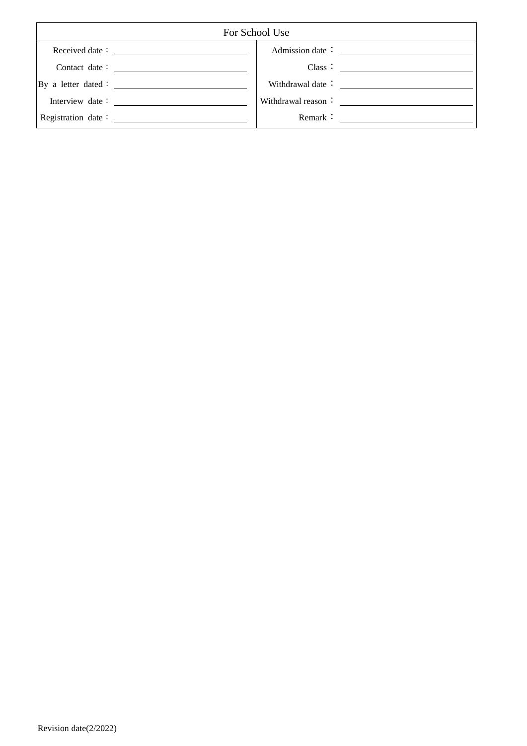| For School Use | |
|---|---|
| Received date：\_\_\_\_\_\_\_\_\_\_\_\_\_\_\_\_ | Admission date：\_\_\_\_\_\_\_\_\_\_\_\_\_\_\_\_ |
| Contact date：\_\_\_\_\_\_\_\_\_\_\_\_\_\_\_\_ | Class：\_\_\_\_\_\_\_\_\_\_\_\_\_\_\_\_ |
| By a letter dated：\_\_\_\_\_\_\_\_\_\_\_\_\_\_\_\_ | Withdrawal date：\_\_\_\_\_\_\_\_\_\_\_\_\_\_\_\_ |
| Interview date：\_\_\_\_\_\_\_\_\_\_\_\_\_\_\_\_ | Withdrawal reason：\_\_\_\_\_\_\_\_\_\_\_\_\_\_\_\_ |
| Registration date：\_\_\_\_\_\_\_\_\_\_\_\_\_\_\_\_ | Remark：\_\_\_\_\_\_\_\_\_\_\_\_\_\_\_\_ |

Revision date(2/2022)